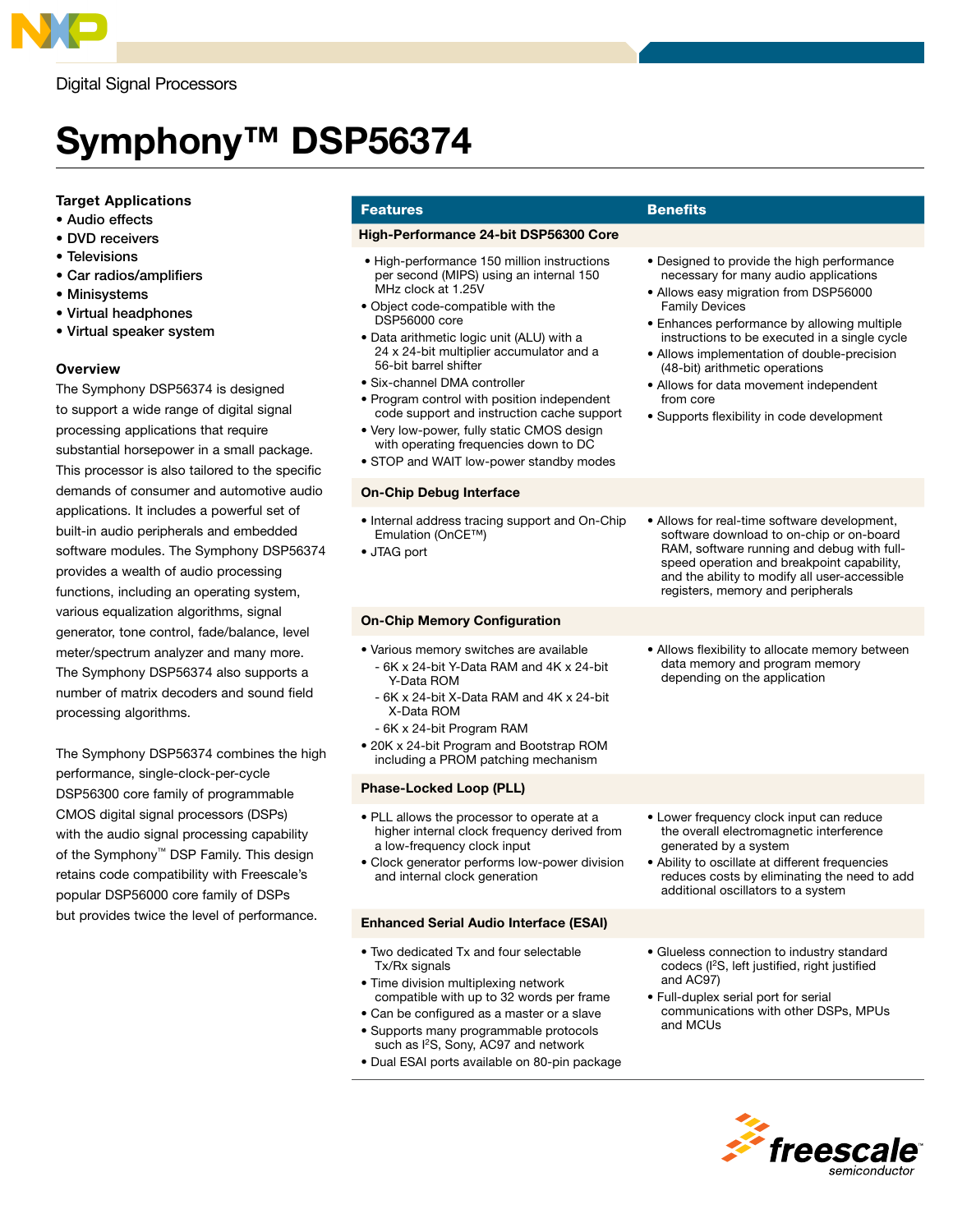Digital Signal Processors

# Symphony™ DSP56374

### Target Applications

- Audio effects
- DVD receivers
- Televisions
- Car radios/amplifiers
- Minisystems
- Virtual headphones
- Virtual speaker system

### Overview

The Symphony DSP56374 is designed to support a wide range of digital signal processing applications that require substantial horsepower in a small package. This processor is also tailored to the specific demands of consumer and automotive audio applications. It includes a powerful set of built-in audio peripherals and embedded software modules. The Symphony DSP56374 provides a wealth of audio processing functions, including an operating system, various equalization algorithms, signal generator, tone control, fade/balance, level meter/spectrum analyzer and many more. The Symphony DSP56374 also supports a number of matrix decoders and sound field processing algorithms.

The Symphony DSP56374 combines the high performance, single-clock-per-cycle DSP56300 core family of programmable CMOS digital signal processors (DSPs) with the audio signal processing capability of the Symphony™ DSP Family. This design retains code compatibility with Freescale's popular DSP56000 core family of DSPs but provides twice the level of performance.

| Features | Benefits |
| --- | --- |
| **High-Performance 24-bit DSP56300 Core** | |
| • High-performance 150 million instructions per second (MIPS) using an internal 150 MHz clock at 1.25V<br>• Object code-compatible with the DSP56000 core<br>• Data arithmetic logic unit (ALU) with a 24 x 24-bit multiplier accumulator and a 56-bit barrel shifter<br>• Six-channel DMA controller<br>• Program control with position independent code support and instruction cache support<br>• Very low-power, fully static CMOS design with operating frequencies down to DC<br>• STOP and WAIT low-power standby modes | • Designed to provide the high performance necessary for many audio applications<br>• Allows easy migration from DSP56000 Family Devices<br>• Enhances performance by allowing multiple instructions to be executed in a single cycle<br>• Allows implementation of double-precision (48-bit) arithmetic operations<br>• Allows for data movement independent from core<br>• Supports flexibility in code development |
| **On-Chip Debug Interface** | |
| • Internal address tracing support and On-Chip Emulation (OnCE™)<br>• JTAG port | • Allows for real-time software development, software download to on-chip or on-board RAM, software running and debug with full-speed operation and breakpoint capability, and the ability to modify all user-accessible registers, memory and peripherals |
| **On-Chip Memory Configuration** | |
| • Various memory switches are available<br>- 6K x 24-bit Y-Data RAM and 4K x 24-bit Y-Data ROM<br>- 6K x 24-bit X-Data RAM and 4K x 24-bit X-Data ROM<br>- 6K x 24-bit Program RAM<br>• 20K x 24-bit Program and Bootstrap ROM including a PROM patching mechanism | • Allows flexibility to allocate memory between data memory and program memory depending on the application |
| **Phase-Locked Loop (PLL)** | |
| • PLL allows the processor to operate at a higher internal clock frequency derived from a low-frequency clock input<br>• Clock generator performs low-power division and internal clock generation | • Lower frequency clock input can reduce the overall electromagnetic interference generated by a system<br>• Ability to oscillate at different frequencies reduces costs by eliminating the need to add additional oscillators to a system |
| **Enhanced Serial Audio Interface (ESAI)** | |
| • Two dedicated Tx and four selectable Tx/Rx signals<br>• Time division multiplexing network compatible with up to 32 words per frame<br>• Can be configured as a master or a slave<br>• Supports many programmable protocols such as I$^2$S, Sony, AC97 and network<br>• Dual ESAI ports available on 80-pin package | • Glueless connection to industry standard codecs (I$^2$S, left justified, right justified and AC97)<br>• Full-duplex serial port for serial communications with other DSPs, MPUs and MCUs |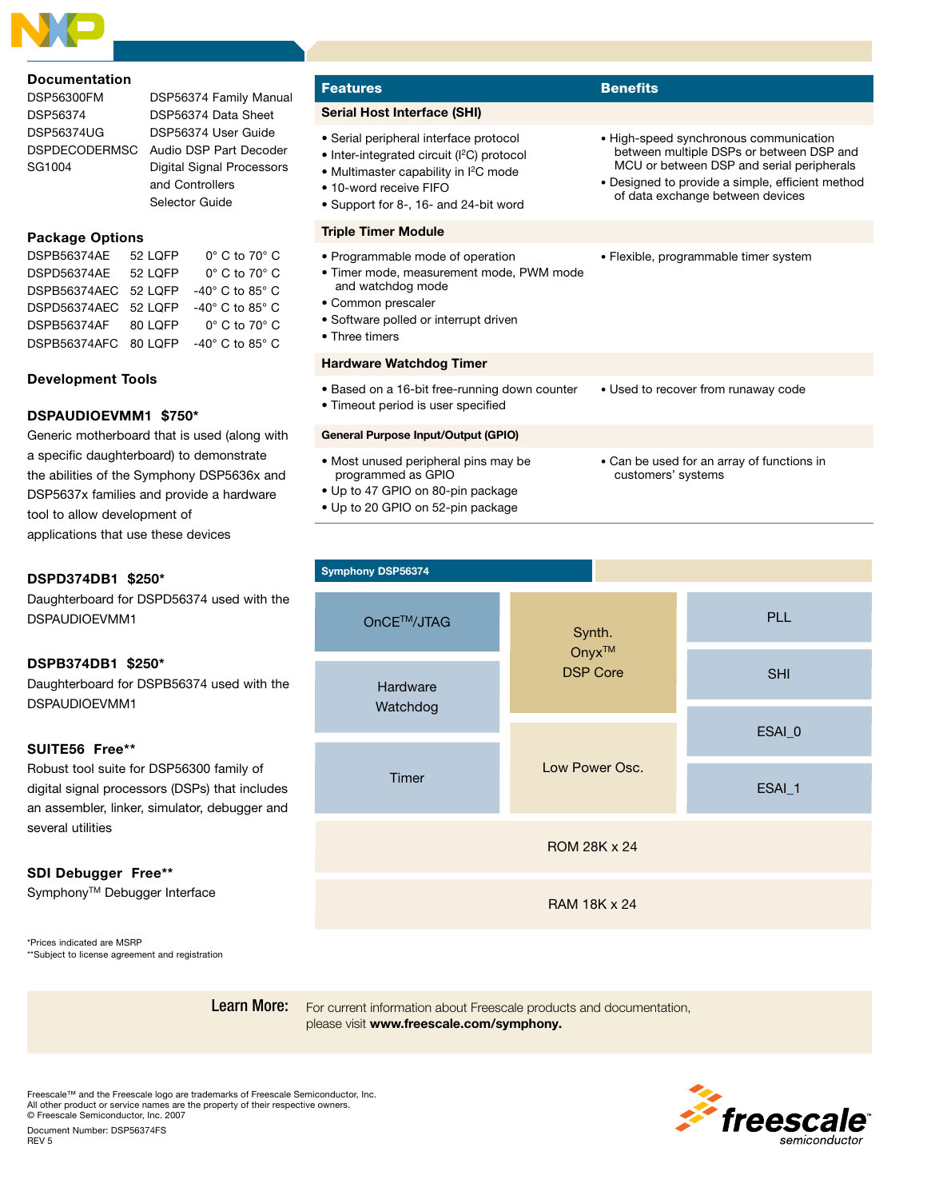## Documentation

| | |
|---|---|
| DSP56300FM | DSP56374 Family Manual |
| DSP56374 | DSP56374 Data Sheet |
| DSP56374UG | DSP56374 User Guide |
| DSPDECODERMSC | Audio DSP Part Decoder |
| SG1004 | Digital Signal Processors and Controllers Selector Guide |

## Package Options

| | | |
|---|---|---|
| DSPB56374AE | 52 LQFP | 0° C to 70° C |
| DSPD56374AE | 52 LQFP | 0° C to 70° C |
| DSPB56374AEC | 52 LQFP | -40° C to 85° C |
| DSPD56374AEC | 52 LQFP | -40° C to 85° C |
| DSPB56374AF | 80 LQFP | 0° C to 70° C |
| DSPB56374AFC | 80 LQFP | -40° C to 85° C |

## Development Tools

**DSPAUDIOEVMM1 $750***

Generic motherboard that is used (along with a specific daughterboard) to demonstrate the abilities of the Symphony DSP5636x and DSP5637x families and provide a hardware tool to allow development of applications that use these devices

**DSPD374DB1 $250***

Daughterboard for DSPD56374 used with the DSPAUDIOEVMM1

**DSPB374DB1 $250***

Daughterboard for DSPB56374 used with the DSPAUDIOEVMM1

**SUITE56 Free****

Robust tool suite for DSP56300 family of digital signal processors (DSPs) that includes an assembler, linker, simulator, debugger and several utilities

**SDI Debugger Free****

Symphony™ Debugger Interface

*Prices indicated are MSRP
**Subject to license agreement and registration

| Features | Benefits |
|---|---|
| **Serial Host Interface (SHI)** | |
| • Serial peripheral interface protocol<br>• Inter-integrated circuit ($I^2C$) protocol<br>• Multimaster capability in $I^2C$ mode<br>• 10-word receive FIFO<br>• Support for 8-, 16- and 24-bit word | • High-speed synchronous communication between multiple DSPs or between DSP and MCU or between DSP and serial peripherals<br>• Designed to provide a simple, efficient method of data exchange between devices |
| **Triple Timer Module** | |
| • Programmable mode of operation<br>• Timer mode, measurement mode, PWM mode and watchdog mode<br>• Common prescaler<br>• Software polled or interrupt driven<br>• Three timers | • Flexible, programmable timer system |
| **Hardware Watchdog Timer** | |
| • Based on a 16-bit free-running down counter<br>• Timeout period is user specified | • Used to recover from runaway code |
| **General Purpose Input/Output (GPIO)** | |
| • Most unused peripheral pins may be programmed as GPIO<br>• Up to 47 GPIO on 80-pin package<br>• Up to 20 GPIO on 52-pin package | • Can be used for an array of functions in customers' systems |

**Symphony DSP56374**

OnCE™/JTAG

Hardware Watchdog

Timer

Synth. Onyx™ DSP Core

Low Power Osc.

PLL

SHI

ESAI_0

ESAI_1

ROM 28K x 24

RAM 18K x 24

**Learn More:** For current information about Freescale products and documentation, please visit **www.freescale.com/symphony.**

Freescale™ and the Freescale logo are trademarks of Freescale Semiconductor, Inc.
All other product or service names are the property of their respective owners.
© Freescale Semiconductor, Inc. 2007

Document Number: DSP56374FS
REV 5